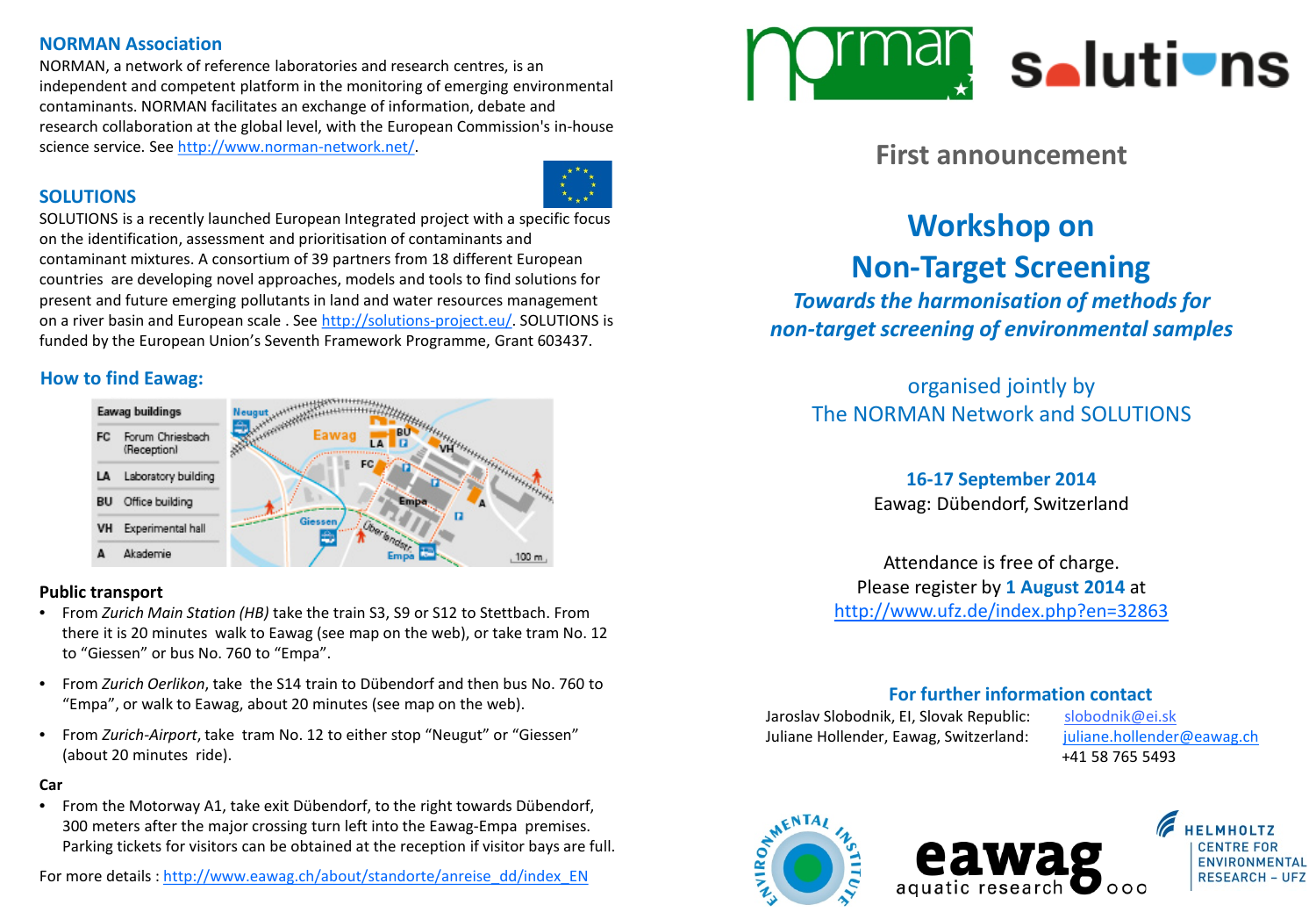## NORMAN Association

NORMAN, a network of reference laboratories and research centres, is an independent and competent platform in the monitoring of emerging environmental contaminants. NORMAN facilitates an exchange of information, debate and research collaboration at the global level, with the European Commission's in-house science service. See http://www.norman-network.net/.

## SOLUTIONS

SOLUTIONS is a recently launched European Integrated project with a specific focus on the identification, assessment and prioritisation of contaminants and contaminant mixtures. A consortium of 39 partners from 18 different European countries are developing novel approaches, models and tools to find solutions for present and future emerging pollutants in land and water resources management on a river basin and European scale . See http://solutions-project.eu/. SOLUTIONS is funded by the European Union's Seventh Framework Programme, Grant 603437.

## How to find Eawag:

| Eawag buildings | |
|---|---|
| FC | Forum Chriesbach (Reception) |
| LA | Laboratory building |
| BU | Office building |
| VH | Experimental hall |
| A | Akademie |

**Public transport**

- From *Zurich Main Station (HB)* take the train S3, S9 or S12 to Stettbach. From there it is 20 minutes walk to Eawag (see map on the web), or take tram No. 12 to "Giessen" or bus No. 760 to "Empa".
- From *Zurich Oerlikon*, take the S14 train to Dübendorf and then bus No. 760 to "Empa", or walk to Eawag, about 20 minutes (see map on the web).
- From *Zurich-Airport*, take tram No. 12 to either stop "Neugut" or "Giessen" (about 20 minutes ride).

**Car**

- From the Motorway A1, take exit Dübendorf, to the right towards Dübendorf, 300 meters after the major crossing turn left into the Eawag-Empa premises. Parking tickets for visitors can be obtained at the reception if visitor bays are full.

For more details : http://www.eawag.ch/about/standorte/anreise_dd/index_EN

## First announcement

# Workshop on Non-Target Screening

***Towards the harmonisation of methods for non-target screening of environmental samples***

organised jointly by
The NORMAN Network and SOLUTIONS

**16-17 September 2014**
Eawag: Dübendorf, Switzerland

Attendance is free of charge.
Please register by **1 August 2014** at
http://www.ufz.de/index.php?en=32863

### For further information contact

Jaroslav Slobodnik, EI, Slovak Republic: slobodnik@ei.sk
Juliane Hollender, Eawag, Switzerland: juliane.hollender@eawag.ch
+41 58 765 5493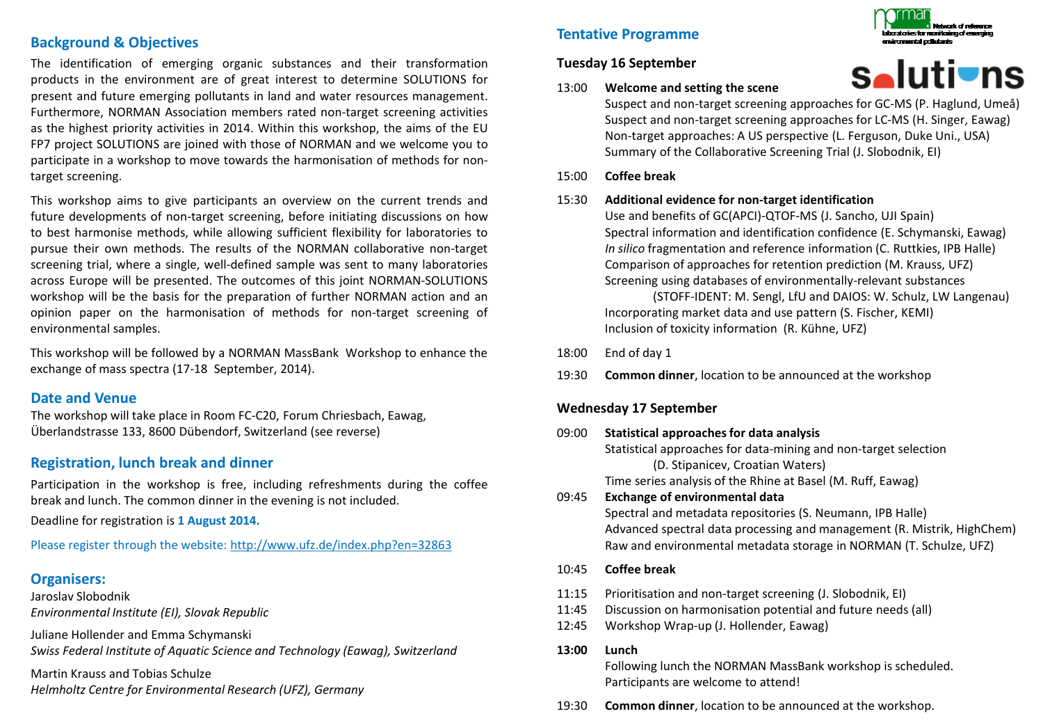## Background & Objectives

The identification of emerging organic substances and their transformation products in the environment are of great interest to determine SOLUTIONS for present and future emerging pollutants in land and water resources management. Furthermore, NORMAN Association members rated non-target screening activities as the highest priority activities in 2014. Within this workshop, the aims of the EU FP7 project SOLUTIONS are joined with those of NORMAN and we welcome you to participate in a workshop to move towards the harmonisation of methods for non-target screening.

This workshop aims to give participants an overview on the current trends and future developments of non-target screening, before initiating discussions on how to best harmonise methods, while allowing sufficient flexibility for laboratories to pursue their own methods. The results of the NORMAN collaborative non-target screening trial, where a single, well-defined sample was sent to many laboratories across Europe will be presented. The outcomes of this joint NORMAN-SOLUTIONS workshop will be the basis for the preparation of further NORMAN action and an opinion paper on the harmonisation of methods for non-target screening of environmental samples.

This workshop will be followed by a NORMAN MassBank Workshop to enhance the exchange of mass spectra (17-18 September, 2014).

## Date and Venue

The workshop will take place in Room FC-C20, Forum Chriesbach, Eawag, Überlandstrasse 133, 8600 Dübendorf, Switzerland (see reverse)

## Registration, lunch break and dinner

Participation in the workshop is free, including refreshments during the coffee break and lunch. The common dinner in the evening is not included.

Deadline for registration is **1 August 2014.**

Please register through the website: http://www.ufz.de/index.php?en=32863

## Organisers:

Jaroslav Slobodnik
*Environmental Institute (EI), Slovak Republic*

Juliane Hollender and Emma Schymanski
*Swiss Federal Institute of Aquatic Science and Technology (Eawag), Switzerland*

Martin Krauss and Tobias Schulze
*Helmholtz Centre for Environmental Research (UFZ), Germany*

## Tentative Programme

norman – Network of reference laboratories for monitoring of emerging environmental pollutants

solutions

### Tuesday 16 September

13:00 **Welcome and setting the scene**
Suspect and non-target screening approaches for GC-MS (P. Haglund, Umeå)
Suspect and non-target screening approaches for LC-MS (H. Singer, Eawag)
Non-target approaches: A US perspective (L. Ferguson, Duke Uni., USA)
Summary of the Collaborative Screening Trial (J. Slobodnik, EI)

15:00 **Coffee break**

15:30 **Additional evidence for non-target identification**
Use and benefits of GC(APCI)-QTOF-MS (J. Sancho, UJI Spain)
Spectral information and identification confidence (E. Schymanski, Eawag)
*In silico* fragmentation and reference information (C. Ruttkies, IPB Halle)
Comparison of approaches for retention prediction (M. Krauss, UFZ)
Screening using databases of environmentally-relevant substances (STOFF-IDENT: M. Sengl, LfU and DAIOS: W. Schulz, LW Langenau)
Incorporating market data and use pattern (S. Fischer, KEMI)
Inclusion of toxicity information (R. Kühne, UFZ)

18:00 End of day 1

19:30 **Common dinner**, location to be announced at the workshop

### Wednesday 17 September

09:00 **Statistical approaches for data analysis**
Statistical approaches for data-mining and non-target selection (D. Stipanicev, Croatian Waters)
Time series analysis of the Rhine at Basel (M. Ruff, Eawag)

09:45 **Exchange of environmental data**
Spectral and metadata repositories (S. Neumann, IPB Halle)
Advanced spectral data processing and management (R. Mistrik, HighChem)
Raw and environmental metadata storage in NORMAN (T. Schulze, UFZ)

10:45 **Coffee break**

11:15 Prioritisation and non-target screening (J. Slobodnik, EI)
11:45 Discussion on harmonisation potential and future needs (all)
12:45 Workshop Wrap-up (J. Hollender, Eawag)

**13:00** **Lunch**
Following lunch the NORMAN MassBank workshop is scheduled. Participants are welcome to attend!

19:30 **Common dinner**, location to be announced at the workshop.